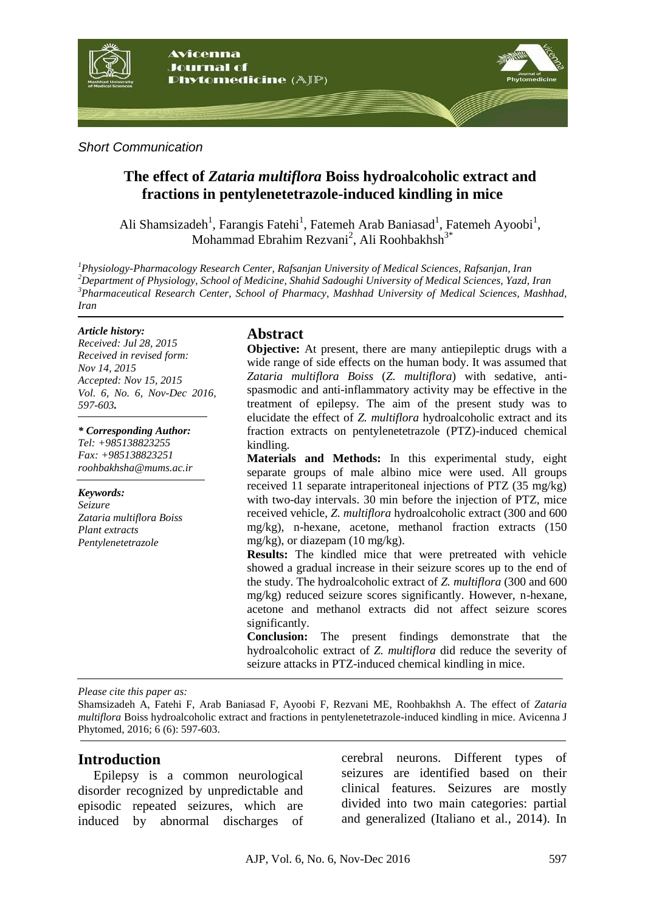*Short Communication*

# The effect of *Zataria multiflora* Boiss hydroalcoholic extract and fractions in pentylenetetrazole-induced kindling in mice

Ali Shamsizadeh[1], Farangis Fatehi[1], Fatemeh Arab Baniasad[1], Fatemeh Ayoobi[1], Mohammad Ebrahim Rezvani[2], Ali Roohbakhsh[3*]

[1]*Physiology-Pharmacology Research Center, Rafsanjan University of Medical Sciences, Rafsanjan, Iran*
[2]*Department of Physiology, School of Medicine, Shahid Sadoughi University of Medical Sciences, Yazd, Iran*
[3]*Pharmaceutical Research Center, School of Pharmacy, Mashhad University of Medical Sciences, Mashhad, Iran*

---

***Article history:***
*Received: Jul 28, 2015*
*Received in revised form: Nov 14, 2015*
*Accepted: Nov 15, 2015*
*Vol. 6, No. 6, Nov-Dec 2016, 597-603.*

***\* Corresponding Author:***
*Tel: +985138823255*
*Fax: +985138823251*
*roohbakhsha@mums.ac.ir*

***Keywords:***
*Seizure*
*Zataria multiflora Boiss*
*Plant extracts*
*Pentylenetetrazole*

## Abstract

**Objective:** At present, there are many antiepileptic drugs with a wide range of side effects on the human body. It was assumed that *Zataria multiflora Boiss* (*Z. multiflora*) with sedative, anti-spasmodic and anti-inflammatory activity may be effective in the treatment of epilepsy. The aim of the present study was to elucidate the effect of *Z. multiflora* hydroalcoholic extract and its fraction extracts on pentylenetetrazole (PTZ)-induced chemical kindling.

**Materials and Methods:** In this experimental study, eight separate groups of male albino mice were used. All groups received 11 separate intraperitoneal injections of PTZ (35 mg/kg) with two-day intervals. 30 min before the injection of PTZ, mice received vehicle, *Z. multiflora* hydroalcoholic extract (300 and 600 mg/kg), n-hexane, acetone, methanol fraction extracts (150 mg/kg), or diazepam (10 mg/kg).

**Results:** The kindled mice that were pretreated with vehicle showed a gradual increase in their seizure scores up to the end of the study. The hydroalcoholic extract of *Z. multiflora* (300 and 600 mg/kg) reduced seizure scores significantly. However, n-hexane, acetone and methanol extracts did not affect seizure scores significantly.

**Conclusion:** The present findings demonstrate that the hydroalcoholic extract of *Z. multiflora* did reduce the severity of seizure attacks in PTZ-induced chemical kindling in mice.

---

*Please cite this paper as:*

Shamsizadeh A, Fatehi F, Arab Baniasad F, Ayoobi F, Rezvani ME, Roohbakhsh A. The effect of *Zataria multiflora* Boiss hydroalcoholic extract and fractions in pentylenetetrazole-induced kindling in mice. Avicenna J Phytomed, 2016; 6 (6): 597-603.

---

## Introduction

Epilepsy is a common neurological disorder recognized by unpredictable and episodic repeated seizures, which are induced by abnormal discharges of cerebral neurons. Different types of seizures are identified based on their clinical features. Seizures are mostly divided into two main categories: partial and generalized (Italiano et al., 2014). In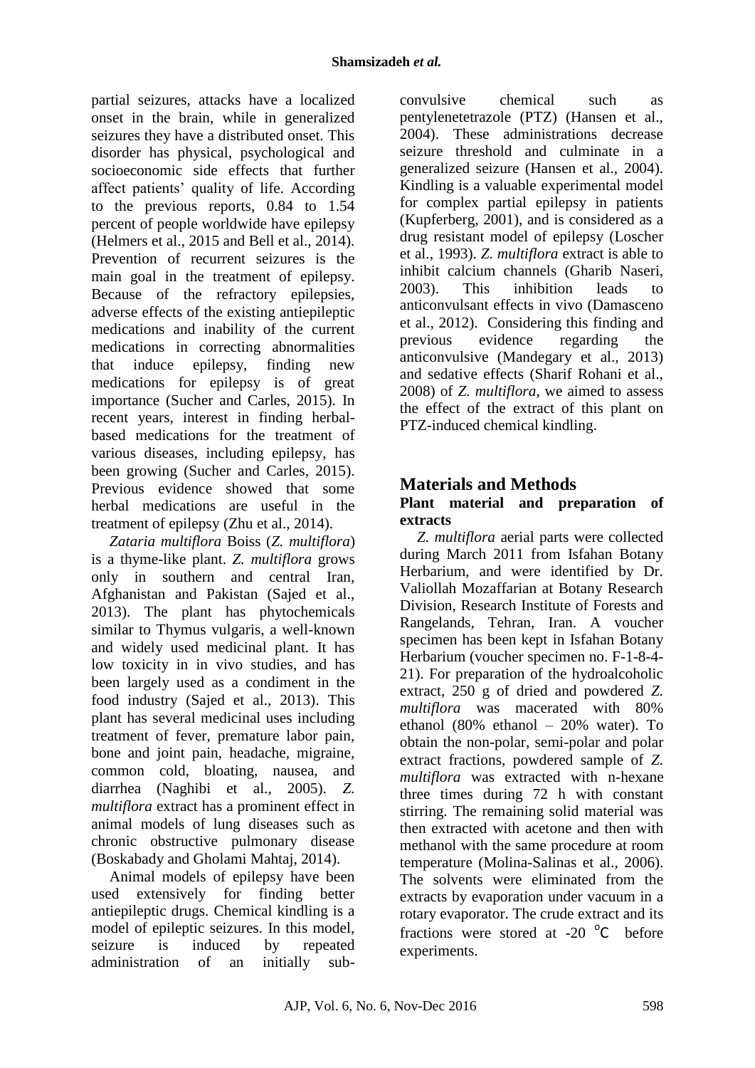partial seizures, attacks have a localized onset in the brain, while in generalized seizures they have a distributed onset. This disorder has physical, psychological and socioeconomic side effects that further affect patients' quality of life. According to the previous reports, 0.84 to 1.54 percent of people worldwide have epilepsy (Helmers et al., 2015 and Bell et al., 2014). Prevention of recurrent seizures is the main goal in the treatment of epilepsy. Because of the refractory epilepsies, adverse effects of the existing antiepileptic medications and inability of the current medications in correcting abnormalities that induce epilepsy, finding new medications for epilepsy is of great importance (Sucher and Carles, 2015). In recent years, interest in finding herbal-based medications for the treatment of various diseases, including epilepsy, has been growing (Sucher and Carles, 2015). Previous evidence showed that some herbal medications are useful in the treatment of epilepsy (Zhu et al., 2014).

*Zataria multiflora* Boiss (*Z. multiflora*) is a thyme-like plant. *Z. multiflora* grows only in southern and central Iran, Afghanistan and Pakistan (Sajed et al., 2013). The plant has phytochemicals similar to Thymus vulgaris, a well-known and widely used medicinal plant. It has low toxicity in in vivo studies, and has been largely used as a condiment in the food industry (Sajed et al., 2013). This plant has several medicinal uses including treatment of fever, premature labor pain, bone and joint pain, headache, migraine, common cold, bloating, nausea, and diarrhea (Naghibi et al., 2005). *Z. multiflora* extract has a prominent effect in animal models of lung diseases such as chronic obstructive pulmonary disease (Boskabady and Gholami Mahtaj, 2014).

Animal models of epilepsy have been used extensively for finding better antiepileptic drugs. Chemical kindling is a model of epileptic seizures. In this model, seizure is induced by repeated administration of an initially sub-convulsive chemical such as pentylenetetrazole (PTZ) (Hansen et al., 2004). These administrations decrease seizure threshold and culminate in a generalized seizure (Hansen et al., 2004). Kindling is a valuable experimental model for complex partial epilepsy in patients (Kupferberg, 2001), and is considered as a drug resistant model of epilepsy (Loscher et al., 1993). *Z. multiflora* extract is able to inhibit calcium channels (Gharib Naseri, 2003). This inhibition leads to anticonvulsant effects in vivo (Damasceno et al., 2012). Considering this finding and previous evidence regarding the anticonvulsive (Mandegary et al., 2013) and sedative effects (Sharif Rohani et al., 2008) of *Z. multiflora*, we aimed to assess the effect of the extract of this plant on PTZ-induced chemical kindling.

## Materials and Methods

### Plant material and preparation of extracts

*Z. multiflora* aerial parts were collected during March 2011 from Isfahan Botany Herbarium, and were identified by Dr. Valiollah Mozaffarian at Botany Research Division, Research Institute of Forests and Rangelands, Tehran, Iran. A voucher specimen has been kept in Isfahan Botany Herbarium (voucher specimen no. F-1-8-4-21). For preparation of the hydroalcoholic extract, 250 g of dried and powdered *Z. multiflora* was macerated with 80% ethanol (80% ethanol – 20% water). To obtain the non-polar, semi-polar and polar extract fractions, powdered sample of *Z. multiflora* was extracted with n-hexane three times during 72 h with constant stirring. The remaining solid material was then extracted with acetone and then with methanol with the same procedure at room temperature (Molina-Salinas et al., 2006). The solvents were eliminated from the extracts by evaporation under vacuum in a rotary evaporator. The crude extract and its fractions were stored at -20 °C before experiments.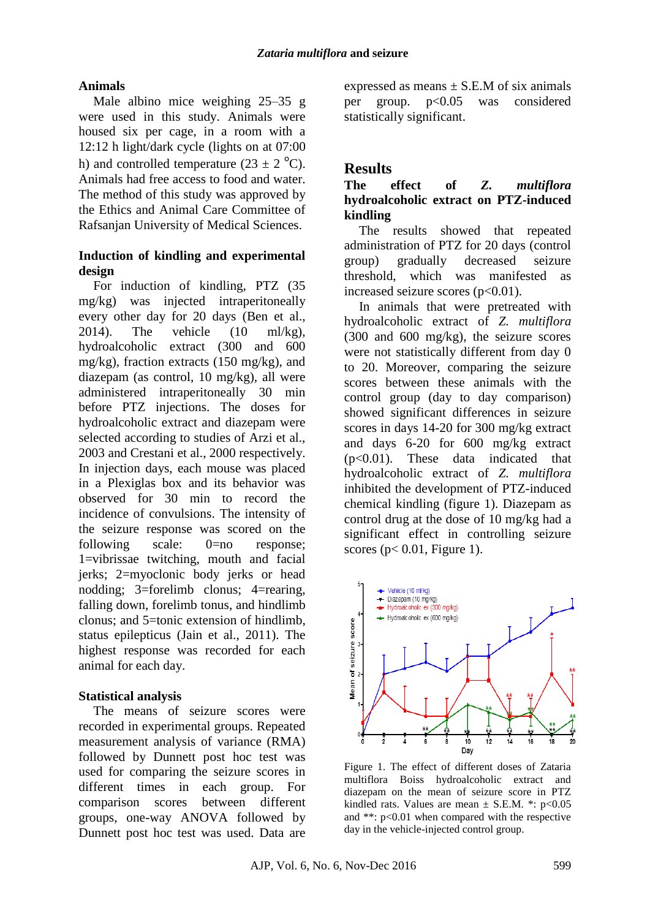### Animals

Male albino mice weighing 25–35 g were used in this study. Animals were housed six per cage, in a room with a 12:12 h light/dark cycle (lights on at 07:00 h) and controlled temperature (23 ± 2 °C). Animals had free access to food and water. The method of this study was approved by the Ethics and Animal Care Committee of Rafsanjan University of Medical Sciences.

### Induction of kindling and experimental design

For induction of kindling, PTZ (35 mg/kg) was injected intraperitoneally every other day for 20 days (Ben et al., 2014). The vehicle (10 ml/kg), hydroalcoholic extract (300 and 600 mg/kg), fraction extracts (150 mg/kg), and diazepam (as control, 10 mg/kg), all were administered intraperitoneally 30 min before PTZ injections. The doses for hydroalcoholic extract and diazepam were selected according to studies of Arzi et al., 2003 and Crestani et al., 2000 respectively. In injection days, each mouse was placed in a Plexiglas box and its behavior was observed for 30 min to record the incidence of convulsions. The intensity of the seizure response was scored on the following scale: 0=no response; 1=vibrissae twitching, mouth and facial jerks; 2=myoclonic body jerks or head nodding; 3=forelimb clonus; 4=rearing, falling down, forelimb tonus, and hindlimb clonus; and 5=tonic extension of hindlimb, status epilepticus (Jain et al., 2011). The highest response was recorded for each animal for each day.

### Statistical analysis

The means of seizure scores were recorded in experimental groups. Repeated measurement analysis of variance (RMA) followed by Dunnett post hoc test was used for comparing the seizure scores in different times in each group. For comparison scores between different groups, one-way ANOVA followed by Dunnett post hoc test was used. Data are expressed as means ± S.E.M of six animals per group. $p<0.05$ was considered statistically significant.

## Results

### The effect of *Z. multiflora* hydroalcoholic extract on PTZ-induced kindling

The results showed that repeated administration of PTZ for 20 days (control group) gradually decreased seizure threshold, which was manifested as increased seizure scores ($p<0.01$).

In animals that were pretreated with hydroalcoholic extract of *Z. multiflora* (300 and 600 mg/kg), the seizure scores were not statistically different from day 0 to 20. Moreover, comparing the seizure scores between these animals with the control group (day to day comparison) showed significant differences in seizure scores in days 14-20 for 300 mg/kg extract and days 6-20 for 600 mg/kg extract ($p<0.01$). These data indicated that hydroalcoholic extract of *Z. multiflora* inhibited the development of PTZ-induced chemical kindling (figure 1). Diazepam as control drug at the dose of 10 mg/kg had a significant effect in controlling seizure scores ($p< 0.01$, Figure 1).

Figure 1. The effect of different doses of Zataria multiflora Boiss hydroalcoholic extract and diazepam on the mean of seizure score in PTZ kindled rats. Values are mean ± S.E.M. *: $p<0.05$ and **: $p<0.01$ when compared with the respective day in the vehicle-injected control group.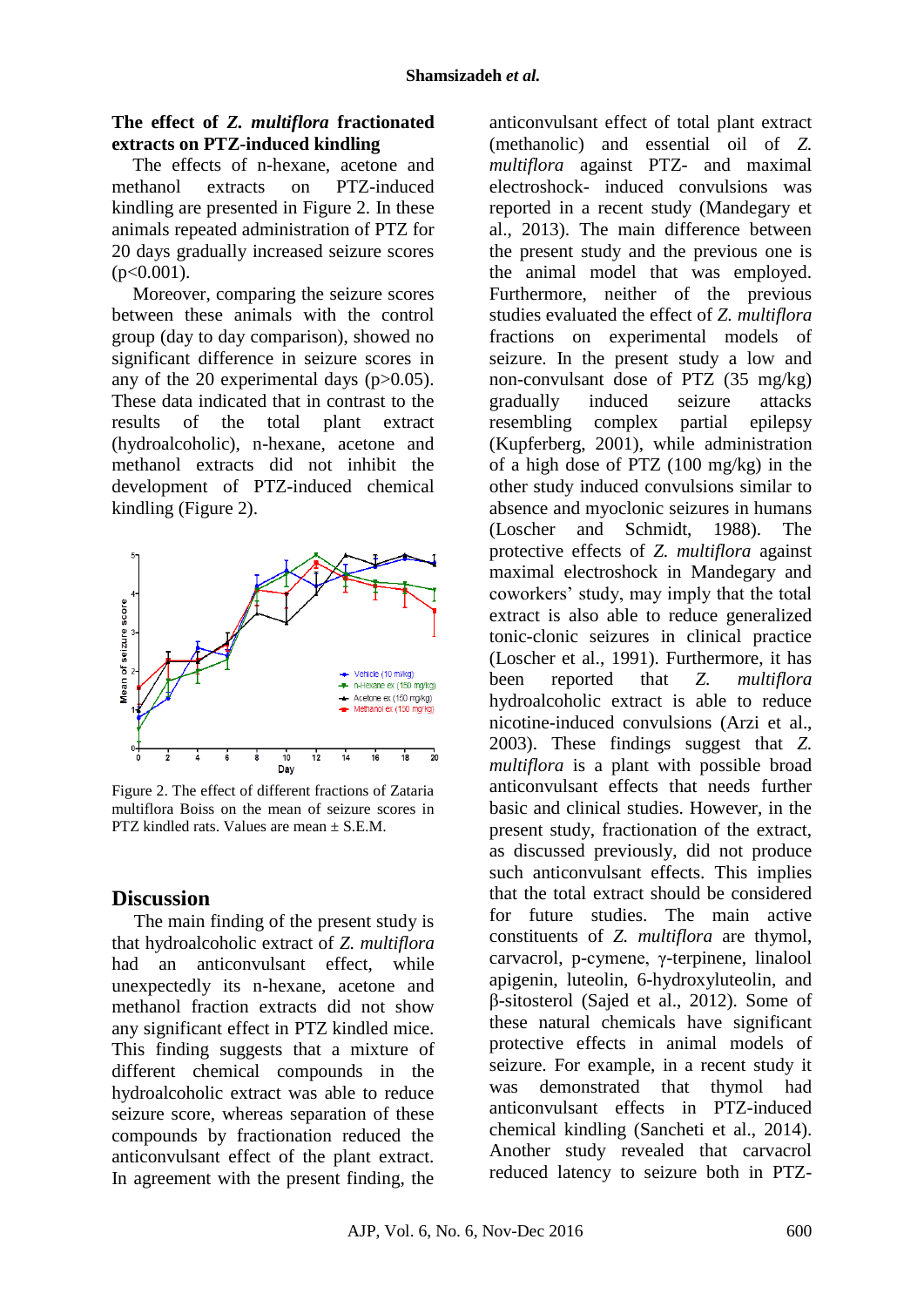### The effect of *Z. multiflora* fractionated extracts on PTZ-induced kindling

The effects of n-hexane, acetone and methanol extracts on PTZ-induced kindling are presented in Figure 2. In these animals repeated administration of PTZ for 20 days gradually increased seizure scores ($p<0.001$).

Moreover, comparing the seizure scores between these animals with the control group (day to day comparison), showed no significant difference in seizure scores in any of the 20 experimental days ($p>0.05$). These data indicated that in contrast to the results of the total plant extract (hydroalcoholic), n-hexane, acetone and methanol extracts did not inhibit the development of PTZ-induced chemical kindling (Figure 2).

Figure 2. The effect of different fractions of Zataria multiflora Boiss on the mean of seizure scores in PTZ kindled rats. Values are mean ± S.E.M.

## Discussion

The main finding of the present study is that hydroalcoholic extract of *Z. multiflora* had an anticonvulsant effect, while unexpectedly its n-hexane, acetone and methanol fraction extracts did not show any significant effect in PTZ kindled mice. This finding suggests that a mixture of different chemical compounds in the hydroalcoholic extract was able to reduce seizure score, whereas separation of these compounds by fractionation reduced the anticonvulsant effect of the plant extract. In agreement with the present finding, the anticonvulsant effect of total plant extract (methanolic) and essential oil of *Z. multiflora* against PTZ- and maximal electroshock- induced convulsions was reported in a recent study (Mandegary et al., 2013). The main difference between the present study and the previous one is the animal model that was employed. Furthermore, neither of the previous studies evaluated the effect of *Z. multiflora* fractions on experimental models of seizure. In the present study a low and non-convulsant dose of PTZ (35 mg/kg) gradually induced seizure attacks resembling complex partial epilepsy (Kupferberg, 2001), while administration of a high dose of PTZ (100 mg/kg) in the other study induced convulsions similar to absence and myoclonic seizures in humans (Loscher and Schmidt, 1988). The protective effects of *Z. multiflora* against maximal electroshock in Mandegary and coworkers' study, may imply that the total extract is also able to reduce generalized tonic-clonic seizures in clinical practice (Loscher et al., 1991). Furthermore, it has been reported that *Z. multiflora* hydroalcoholic extract is able to reduce nicotine-induced convulsions (Arzi et al., 2003). These findings suggest that *Z. multiflora* is a plant with possible broad anticonvulsant effects that needs further basic and clinical studies. However, in the present study, fractionation of the extract, as discussed previously, did not produce such anticonvulsant effects. This implies that the total extract should be considered for future studies. The main active constituents of *Z. multiflora* are thymol, carvacrol, p-cymene, γ-terpinene, linalool apigenin, luteolin, 6-hydroxyluteolin, and β-sitosterol (Sajed et al., 2012). Some of these natural chemicals have significant protective effects in animal models of seizure. For example, in a recent study it was demonstrated that thymol had anticonvulsant effects in PTZ-induced chemical kindling (Sancheti et al., 2014). Another study revealed that carvacrol reduced latency to seizure both in PTZ-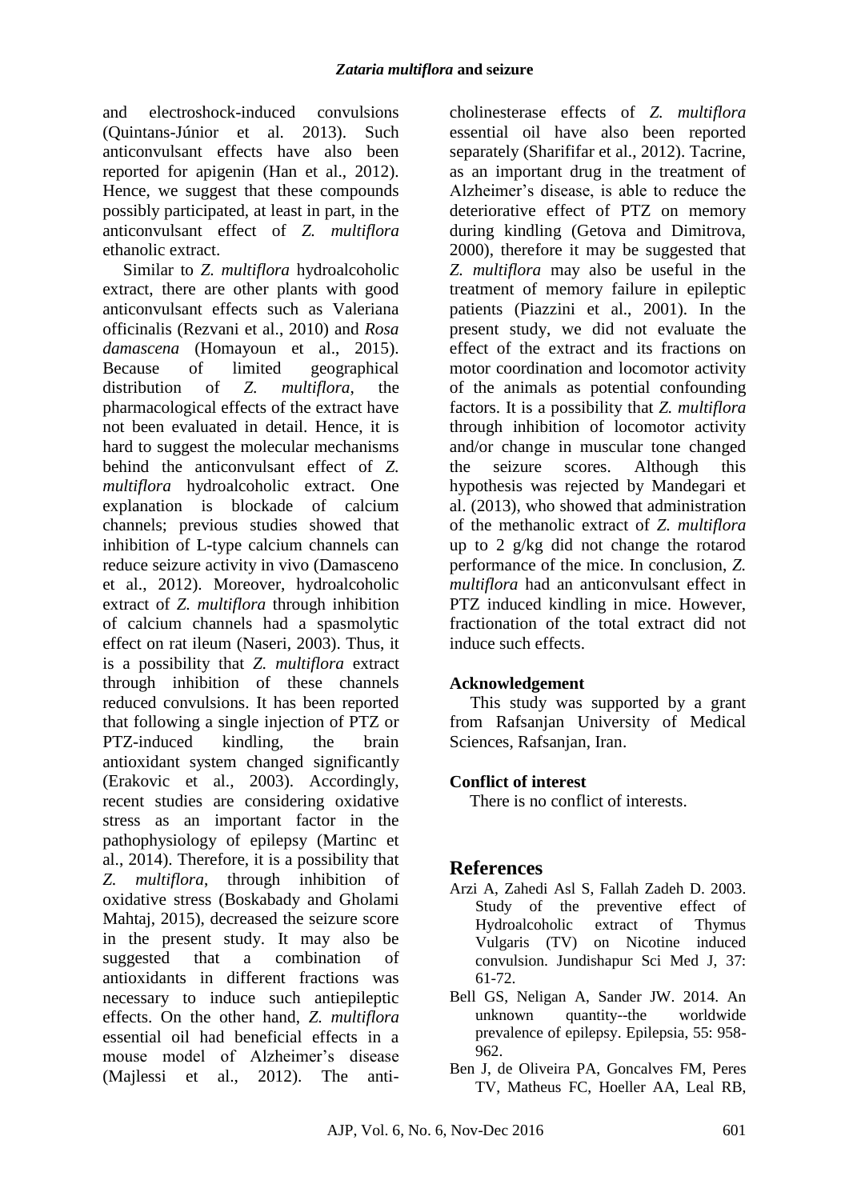and electroshock-induced convulsions (Quintans-Júnior et al. 2013). Such anticonvulsant effects have also been reported for apigenin (Han et al., 2012). Hence, we suggest that these compounds possibly participated, at least in part, in the anticonvulsant effect of *Z. multiflora* ethanolic extract.

Similar to *Z. multiflora* hydroalcoholic extract, there are other plants with good anticonvulsant effects such as Valeriana officinalis (Rezvani et al., 2010) and *Rosa damascena* (Homayoun et al., 2015). Because of limited geographical distribution of *Z. multiflora*, the pharmacological effects of the extract have not been evaluated in detail. Hence, it is hard to suggest the molecular mechanisms behind the anticonvulsant effect of *Z. multiflora* hydroalcoholic extract. One explanation is blockade of calcium channels; previous studies showed that inhibition of L-type calcium channels can reduce seizure activity in vivo (Damasceno et al., 2012). Moreover, hydroalcoholic extract of *Z. multiflora* through inhibition of calcium channels had a spasmolytic effect on rat ileum (Naseri, 2003). Thus, it is a possibility that *Z. multiflora* extract through inhibition of these channels reduced convulsions. It has been reported that following a single injection of PTZ or PTZ-induced kindling, the brain antioxidant system changed significantly (Erakovic et al., 2003). Accordingly, recent studies are considering oxidative stress as an important factor in the pathophysiology of epilepsy (Martinc et al., 2014). Therefore, it is a possibility that *Z. multiflora*, through inhibition of oxidative stress (Boskabady and Gholami Mahtaj, 2015), decreased the seizure score in the present study. It may also be suggested that a combination of antioxidants in different fractions was necessary to induce such antiepileptic effects. On the other hand, *Z. multiflora* essential oil had beneficial effects in a mouse model of Alzheimer's disease (Majlessi et al., 2012). The anti-cholinesterase effects of *Z. multiflora* essential oil have also been reported separately (Sharififar et al., 2012). Tacrine, as an important drug in the treatment of Alzheimer's disease, is able to reduce the deteriorative effect of PTZ on memory during kindling (Getova and Dimitrova, 2000), therefore it may be suggested that *Z. multiflora* may also be useful in the treatment of memory failure in epileptic patients (Piazzini et al., 2001). In the present study, we did not evaluate the effect of the extract and its fractions on motor coordination and locomotor activity of the animals as potential confounding factors. It is a possibility that *Z. multiflora* through inhibition of locomotor activity and/or change in muscular tone changed the seizure scores. Although this hypothesis was rejected by Mandegari et al. (2013), who showed that administration of the methanolic extract of *Z. multiflora* up to 2 g/kg did not change the rotarod performance of the mice. In conclusion, *Z. multiflora* had an anticonvulsant effect in PTZ induced kindling in mice. However, fractionation of the total extract did not induce such effects.

### Acknowledgement

This study was supported by a grant from Rafsanjan University of Medical Sciences, Rafsanjan, Iran.

### Conflict of interest

There is no conflict of interests.

## References

Arzi A, Zahedi Asl S, Fallah Zadeh D. 2003. Study of the preventive effect of Hydroalcoholic extract of Thymus Vulgaris (TV) on Nicotine induced convulsion. Jundishapur Sci Med J, 37: 61-72.

Bell GS, Neligan A, Sander JW. 2014. An unknown quantity--the worldwide prevalence of epilepsy. Epilepsia, 55: 958-962.

Ben J, de Oliveira PA, Goncalves FM, Peres TV, Matheus FC, Hoeller AA, Leal RB,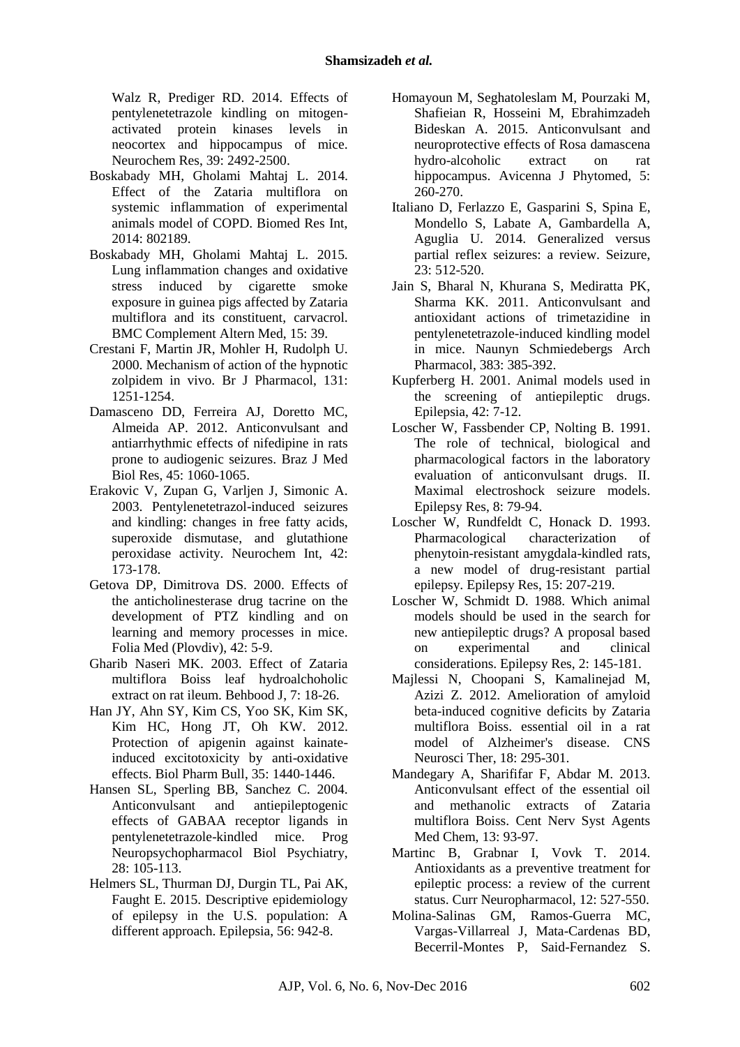Walz R, Prediger RD. 2014. Effects of pentylenetetrazole kindling on mitogen-activated protein kinases levels in neocortex and hippocampus of mice. Neurochem Res, 39: 2492-2500.

Boskabady MH, Gholami Mahtaj L. 2014. Effect of the Zataria multiflora on systemic inflammation of experimental animals model of COPD. Biomed Res Int, 2014: 802189.

Boskabady MH, Gholami Mahtaj L. 2015. Lung inflammation changes and oxidative stress induced by cigarette smoke exposure in guinea pigs affected by Zataria multiflora and its constituent, carvacrol. BMC Complement Altern Med, 15: 39.

Crestani F, Martin JR, Mohler H, Rudolph U. 2000. Mechanism of action of the hypnotic zolpidem in vivo. Br J Pharmacol, 131: 1251-1254.

Damasceno DD, Ferreira AJ, Doretto MC, Almeida AP. 2012. Anticonvulsant and antiarrhythmic effects of nifedipine in rats prone to audiogenic seizures. Braz J Med Biol Res, 45: 1060-1065.

Erakovic V, Zupan G, Varljen J, Simonic A. 2003. Pentylenetetrazol-induced seizures and kindling: changes in free fatty acids, superoxide dismutase, and glutathione peroxidase activity. Neurochem Int, 42: 173-178.

Getova DP, Dimitrova DS. 2000. Effects of the anticholinesterase drug tacrine on the development of PTZ kindling and on learning and memory processes in mice. Folia Med (Plovdiv), 42: 5-9.

Gharib Naseri MK. 2003. Effect of Zataria multiflora Boiss leaf hydroalchoholic extract on rat ileum. Behbood J, 7: 18-26.

Han JY, Ahn SY, Kim CS, Yoo SK, Kim SK, Kim HC, Hong JT, Oh KW. 2012. Protection of apigenin against kainate-induced excitotoxicity by anti-oxidative effects. Biol Pharm Bull, 35: 1440-1446.

Hansen SL, Sperling BB, Sanchez C. 2004. Anticonvulsant and antiepileptogenic effects of GABAA receptor ligands in pentylenetetrazole-kindled mice. Prog Neuropsychopharmacol Biol Psychiatry, 28: 105-113.

Helmers SL, Thurman DJ, Durgin TL, Pai AK, Faught E. 2015. Descriptive epidemiology of epilepsy in the U.S. population: A different approach. Epilepsia, 56: 942-8.

Homayoun M, Seghatoleslam M, Pourzaki M, Shafieian R, Hosseini M, Ebrahimzadeh Bideskan A. 2015. Anticonvulsant and neuroprotective effects of Rosa damascena hydro-alcoholic extract on rat hippocampus. Avicenna J Phytomed, 5: 260-270.

Italiano D, Ferlazzo E, Gasparini S, Spina E, Mondello S, Labate A, Gambardella A, Aguglia U. 2014. Generalized versus partial reflex seizures: a review. Seizure, 23: 512-520.

Jain S, Bharal N, Khurana S, Mediratta PK, Sharma KK. 2011. Anticonvulsant and antioxidant actions of trimetazidine in pentylenetetrazole-induced kindling model in mice. Naunyn Schmiedebergs Arch Pharmacol, 383: 385-392.

Kupferberg H. 2001. Animal models used in the screening of antiepileptic drugs. Epilepsia, 42: 7-12.

Loscher W, Fassbender CP, Nolting B. 1991. The role of technical, biological and pharmacological factors in the laboratory evaluation of anticonvulsant drugs. II. Maximal electroshock seizure models. Epilepsy Res, 8: 79-94.

Loscher W, Rundfeldt C, Honack D. 1993. Pharmacological characterization of phenytoin-resistant amygdala-kindled rats, a new model of drug-resistant partial epilepsy. Epilepsy Res, 15: 207-219.

Loscher W, Schmidt D. 1988. Which animal models should be used in the search for new antiepileptic drugs? A proposal based on experimental and clinical considerations. Epilepsy Res, 2: 145-181.

Majlessi N, Choopani S, Kamalinejad M, Azizi Z. 2012. Amelioration of amyloid beta-induced cognitive deficits by Zataria multiflora Boiss. essential oil in a rat model of Alzheimer's disease. CNS Neurosci Ther, 18: 295-301.

Mandegary A, Sharififar F, Abdar M. 2013. Anticonvulsant effect of the essential oil and methanolic extracts of Zataria multiflora Boiss. Cent Nerv Syst Agents Med Chem, 13: 93-97.

Martinc B, Grabnar I, Vovk T. 2014. Antioxidants as a preventive treatment for epileptic process: a review of the current status. Curr Neuropharmacol, 12: 527-550.

Molina-Salinas GM, Ramos-Guerra MC, Vargas-Villarreal J, Mata-Cardenas BD, Becerril-Montes P, Said-Fernandez S.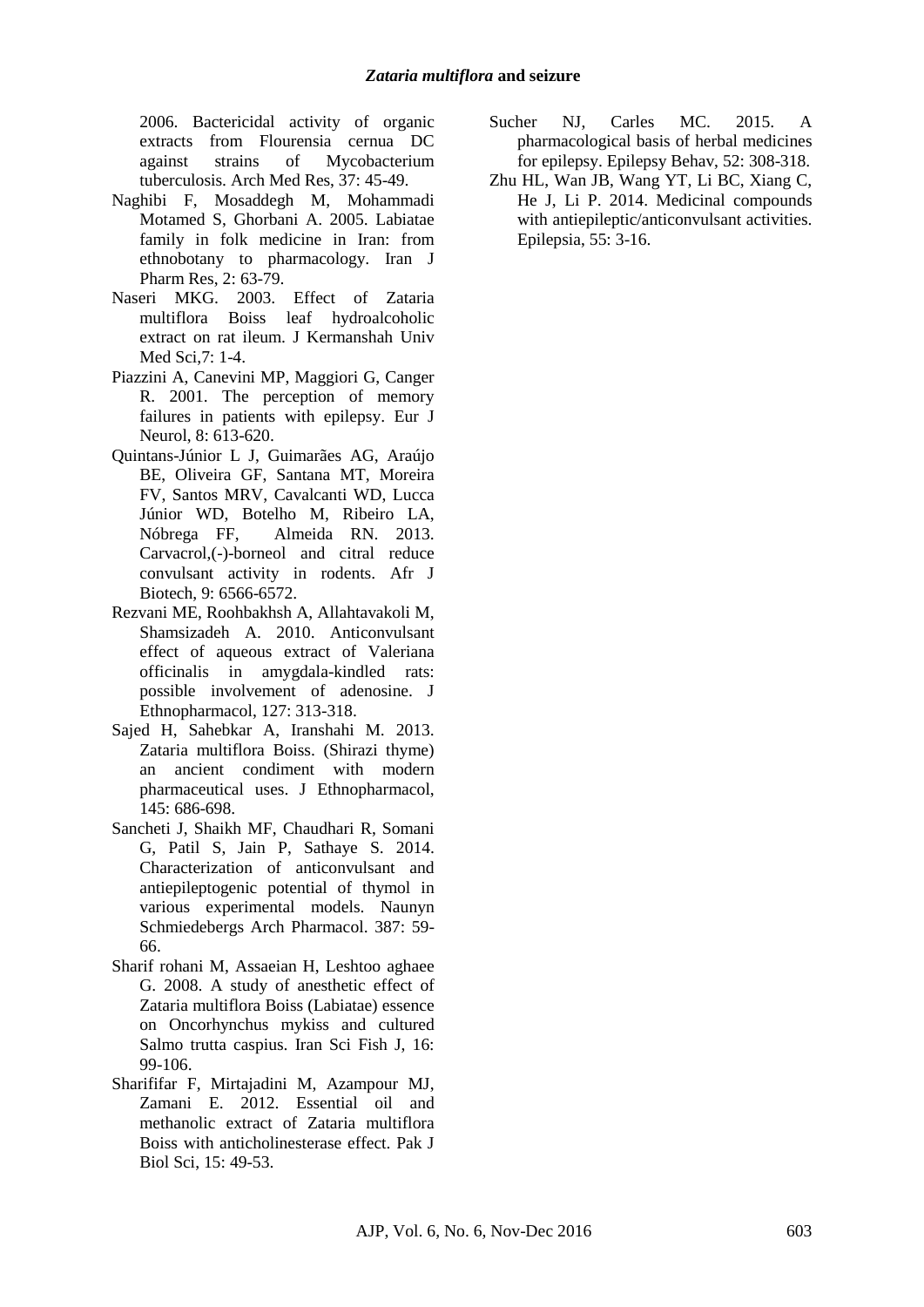2006. Bactericidal activity of organic extracts from Flourensia cernua DC against strains of Mycobacterium tuberculosis. Arch Med Res, 37: 45-49.

Naghibi F, Mosaddegh M, Mohammadi Motamed S, Ghorbani A. 2005. Labiatae family in folk medicine in Iran: from ethnobotany to pharmacology. Iran J Pharm Res, 2: 63-79.

Naseri MKG. 2003. Effect of Zataria multiflora Boiss leaf hydroalcoholic extract on rat ileum. J Kermanshah Univ Med Sci,7: 1-4.

Piazzini A, Canevini MP, Maggiori G, Canger R. 2001. The perception of memory failures in patients with epilepsy. Eur J Neurol, 8: 613-620.

Quintans-Júnior L J, Guimarães AG, Araújo BE, Oliveira GF, Santana MT, Moreira FV, Santos MRV, Cavalcanti WD, Lucca Júnior WD, Botelho M, Ribeiro LA, Nóbrega FF, Almeida RN. 2013. Carvacrol,(-)-borneol and citral reduce convulsant activity in rodents. Afr J Biotech, 9: 6566-6572.

Rezvani ME, Roohbakhsh A, Allahtavakoli M, Shamsizadeh A. 2010. Anticonvulsant effect of aqueous extract of Valeriana officinalis in amygdala-kindled rats: possible involvement of adenosine. J Ethnopharmacol, 127: 313-318.

Sajed H, Sahebkar A, Iranshahi M. 2013. Zataria multiflora Boiss. (Shirazi thyme) an ancient condiment with modern pharmaceutical uses. J Ethnopharmacol, 145: 686-698.

Sancheti J, Shaikh MF, Chaudhari R, Somani G, Patil S, Jain P, Sathaye S. 2014. Characterization of anticonvulsant and antiepileptogenic potential of thymol in various experimental models. Naunyn Schmiedebergs Arch Pharmacol. 387: 59-66.

Sharif rohani M, Assaeian H, Leshtoo aghaee G. 2008. A study of anesthetic effect of Zataria multiflora Boiss (Labiatae) essence on Oncorhynchus mykiss and cultured Salmo trutta caspius. Iran Sci Fish J, 16: 99-106.

Sharififar F, Mirtajadini M, Azampour MJ, Zamani E. 2012. Essential oil and methanolic extract of Zataria multiflora Boiss with anticholinesterase effect. Pak J Biol Sci, 15: 49-53.

Sucher NJ, Carles MC. 2015. A pharmacological basis of herbal medicines for epilepsy. Epilepsy Behav, 52: 308-318.

Zhu HL, Wan JB, Wang YT, Li BC, Xiang C, He J, Li P. 2014. Medicinal compounds with antiepileptic/anticonvulsant activities. Epilepsia, 55: 3-16.